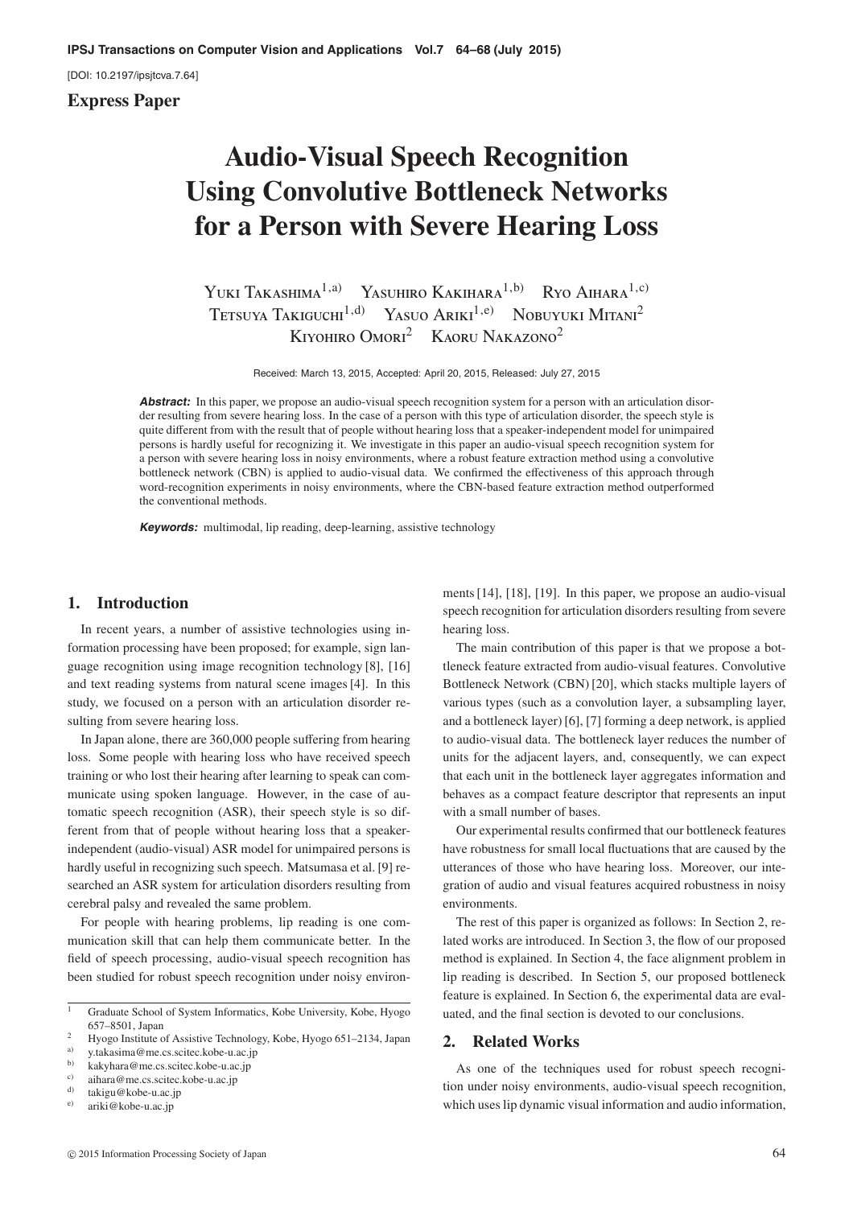[DOI: 10.2197/ipsjtcva.7.64]

**Express Paper**

# Audio-Visual Speech Recognition Using Convolutive Bottleneck Networks for a Person with Severe Hearing Loss

Yuki Takashima[1,a)] Yasuhiro Kakihara[1,b)] Ryo Aihara[1,c)] Tetsuya Takiguchi[1,d)] Yasuo Ariki[1,e)] Nobuyuki Mitani[2] Kiyohiro Omori[2] Kaoru Nakazono[2]

Received: March 13, 2015, Accepted: April 20, 2015, Released: July 27, 2015

***Abstract:*** In this paper, we propose an audio-visual speech recognition system for a person with an articulation disorder resulting from severe hearing loss. In the case of a person with this type of articulation disorder, the speech style is quite different from with the result that of people without hearing loss that a speaker-independent model for unimpaired persons is hardly useful for recognizing it. We investigate in this paper an audio-visual speech recognition system for a person with severe hearing loss in noisy environments, where a robust feature extraction method using a convolutive bottleneck network (CBN) is applied to audio-visual data. We confirmed the effectiveness of this approach through word-recognition experiments in noisy environments, where the CBN-based feature extraction method outperformed the conventional methods.

***Keywords:*** multimodal, lip reading, deep-learning, assistive technology

## 1. Introduction

In recent years, a number of assistive technologies using information processing have been proposed; for example, sign language recognition using image recognition technology [8], [16] and text reading systems from natural scene images [4]. In this study, we focused on a person with an articulation disorder resulting from severe hearing loss.

In Japan alone, there are 360,000 people suffering from hearing loss. Some people with hearing loss who have received speech training or who lost their hearing after learning to speak can communicate using spoken language. However, in the case of automatic speech recognition (ASR), their speech style is so different from that of people without hearing loss that a speaker-independent (audio-visual) ASR model for unimpaired persons is hardly useful in recognizing such speech. Matsumasa et al. [9] researched an ASR system for articulation disorders resulting from cerebral palsy and revealed the same problem.

For people with hearing problems, lip reading is one communication skill that can help them communicate better. In the field of speech processing, audio-visual speech recognition has been studied for robust speech recognition under noisy environments [14], [18], [19]. In this paper, we propose an audio-visual speech recognition for articulation disorders resulting from severe hearing loss.

The main contribution of this paper is that we propose a bottleneck feature extracted from audio-visual features. Convolutive Bottleneck Network (CBN) [20], which stacks multiple layers of various types (such as a convolution layer, a subsampling layer, and a bottleneck layer) [6], [7] forming a deep network, is applied to audio-visual data. The bottleneck layer reduces the number of units for the adjacent layers, and, consequently, we can expect that each unit in the bottleneck layer aggregates information and behaves as a compact feature descriptor that represents an input with a small number of bases.

Our experimental results confirmed that our bottleneck features have robustness for small local fluctuations that are caused by the utterances of those who have hearing loss. Moreover, our integration of audio and visual features acquired robustness in noisy environments.

The rest of this paper is organized as follows: In Section 2, related works are introduced. In Section 3, the flow of our proposed method is explained. In Section 4, the face alignment problem in lip reading is described. In Section 5, our proposed bottleneck feature is explained. In Section 6, the experimental data are evaluated, and the final section is devoted to our conclusions.

## 2. Related Works

As one of the techniques used for robust speech recognition under noisy environments, audio-visual speech recognition, which uses lip dynamic visual information and audio information,

---

[1] Graduate School of System Informatics, Kobe University, Kobe, Hyogo 657–8501, Japan
[2] Hyogo Institute of Assistive Technology, Kobe, Hyogo 651–2134, Japan
[a)] y.takasima@me.cs.scitec.kobe-u.ac.jp
[b)] kakyhara@me.cs.scitec.kobe-u.ac.jp
[c)] aihara@me.cs.scitec.kobe-u.ac.jp
[d)] takigu@kobe-u.ac.jp
[e)] ariki@kobe-u.ac.jp

© 2015 Information Processing Society of Japan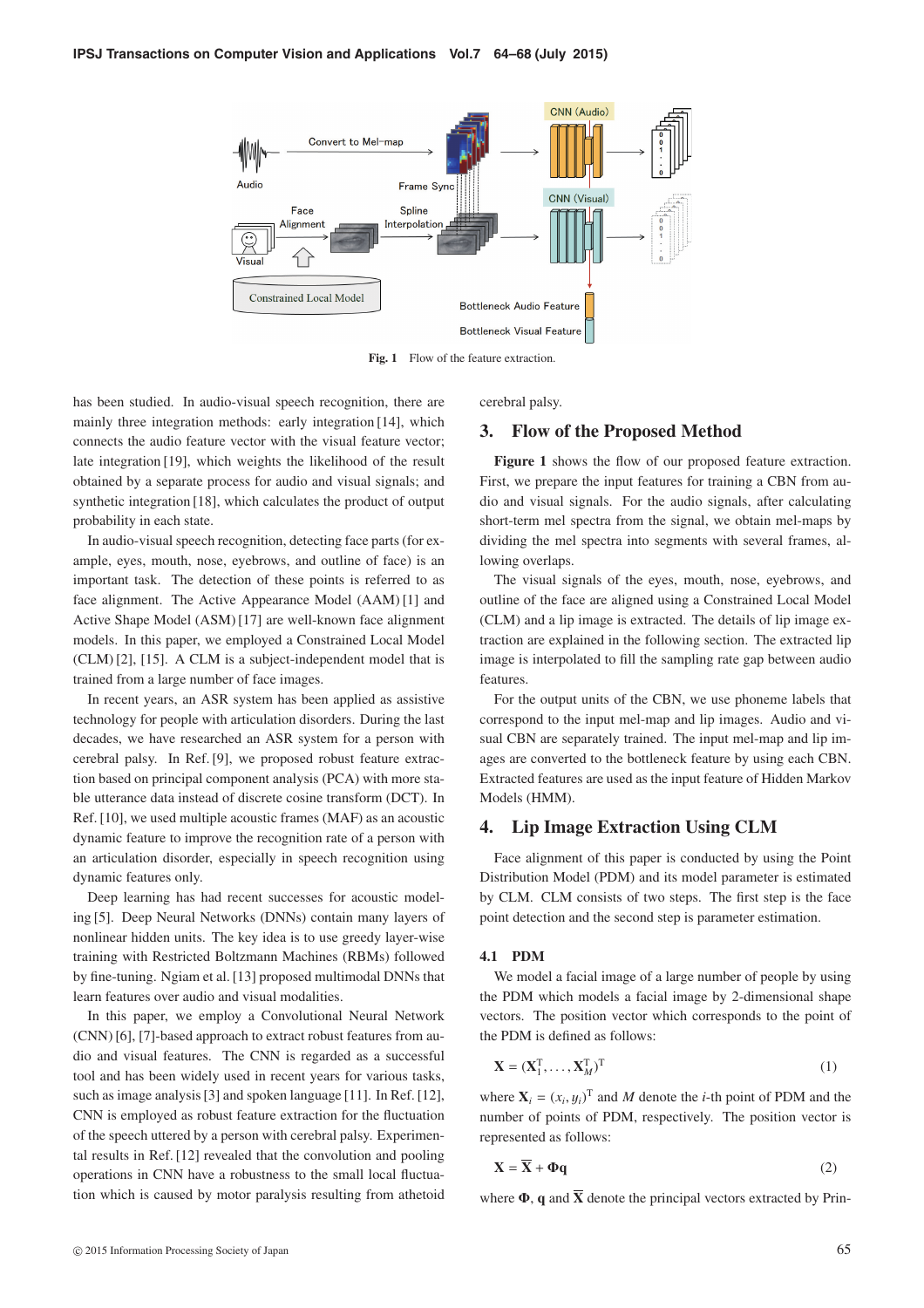Audio

Convert to Mel-map

Frame Sync

CNN (Audio)

Visual

Face Alignment

Spline Interpolation

CNN (Visual)

Constrained Local Model

Bottleneck Audio Feature

Bottleneck Visual Feature

**Fig. 1** Flow of the feature extraction.

has been studied. In audio-visual speech recognition, there are mainly three integration methods: early integration [14], which connects the audio feature vector with the visual feature vector; late integration [19], which weights the likelihood of the result obtained by a separate process for audio and visual signals; and synthetic integration [18], which calculates the product of output probability in each state.

In audio-visual speech recognition, detecting face parts (for example, eyes, mouth, nose, eyebrows, and outline of face) is an important task. The detection of these points is referred to as face alignment. The Active Appearance Model (AAM) [1] and Active Shape Model (ASM) [17] are well-known face alignment models. In this paper, we employed a Constrained Local Model (CLM) [2], [15]. A CLM is a subject-independent model that is trained from a large number of face images.

In recent years, an ASR system has been applied as assistive technology for people with articulation disorders. During the last decades, we have researched an ASR system for a person with cerebral palsy. In Ref. [9], we proposed robust feature extraction based on principal component analysis (PCA) with more stable utterance data instead of discrete cosine transform (DCT). In Ref. [10], we used multiple acoustic frames (MAF) as an acoustic dynamic feature to improve the recognition rate of a person with an articulation disorder, especially in speech recognition using dynamic features only.

Deep learning has had recent successes for acoustic modeling [5]. Deep Neural Networks (DNNs) contain many layers of nonlinear hidden units. The key idea is to use greedy layer-wise training with Restricted Boltzmann Machines (RBMs) followed by fine-tuning. Ngiam et al. [13] proposed multimodal DNNs that learn features over audio and visual modalities.

In this paper, we employ a Convolutional Neural Network (CNN) [6], [7]-based approach to extract robust features from audio and visual features. The CNN is regarded as a successful tool and has been widely used in recent years for various tasks, such as image analysis [3] and spoken language [11]. In Ref. [12], CNN is employed as robust feature extraction for the fluctuation of the speech uttered by a person with cerebral palsy. Experimental results in Ref. [12] revealed that the convolution and pooling operations in CNN have a robustness to the small local fluctuation which is caused by motor paralysis resulting from athetoid cerebral palsy.

## 3. Flow of the Proposed Method

**Figure 1** shows the flow of our proposed feature extraction. First, we prepare the input features for training a CBN from audio and visual signals. For the audio signals, after calculating short-term mel spectra from the signal, we obtain mel-maps by dividing the mel spectra into segments with several frames, allowing overlaps.

The visual signals of the eyes, mouth, nose, eyebrows, and outline of the face are aligned using a Constrained Local Model (CLM) and a lip image is extracted. The details of lip image extraction are explained in the following section. The extracted lip image is interpolated to fill the sampling rate gap between audio features.

For the output units of the CBN, we use phoneme labels that correspond to the input mel-map and lip images. Audio and visual CBN are separately trained. The input mel-map and lip images are converted to the bottleneck feature by using each CBN. Extracted features are used as the input feature of Hidden Markov Models (HMM).

## 4. Lip Image Extraction Using CLM

Face alignment of this paper is conducted by using the Point Distribution Model (PDM) and its model parameter is estimated by CLM. CLM consists of two steps. The first step is the face point detection and the second step is parameter estimation.

### 4.1 PDM

We model a facial image of a large number of people by using the PDM which models a facial image by 2-dimensional shape vectors. The position vector which corresponds to the point of the PDM is defined as follows:

$$\mathbf{X} = (\mathbf{X}_1^{\mathrm{T}}, \ldots, \mathbf{X}_M^{\mathrm{T}})^{\mathrm{T}} \tag{1}$$

where $\mathbf{X}_i = (x_i, y_i)^{\mathrm{T}}$ and $M$ denote the $i$-th point of PDM and the number of points of PDM, respectively. The position vector is represented as follows:

$$\mathbf{X} = \overline{\mathbf{X}} + \mathbf{\Phi}\mathbf{q} \tag{2}$$

where $\mathbf{\Phi}$, $\mathbf{q}$ and $\overline{\mathbf{X}}$ denote the principal vectors extracted by Prin-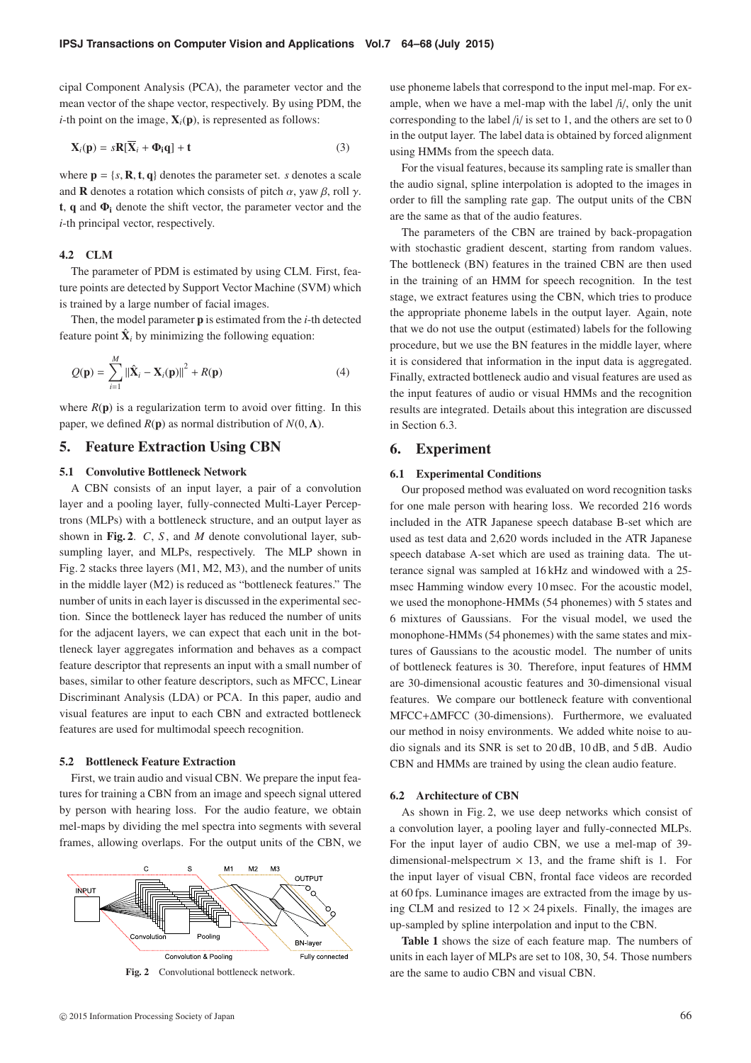cipal Component Analysis (PCA), the parameter vector and the mean vector of the shape vector, respectively. By using PDM, the $i$-th point on the image, $\mathbf{X}_i(\mathbf{p})$, is represented as follows:

$$\mathbf{X}_i(\mathbf{p}) = s\mathbf{R}[\overline{\mathbf{X}}_i + \mathbf{\Phi_i q}] + \mathbf{t} \tag{3}$$

where $\mathbf{p} = \{s, \mathbf{R}, \mathbf{t}, \mathbf{q}\}$ denotes the parameter set. $s$ denotes a scale and $\mathbf{R}$ denotes a rotation which consists of pitch $\alpha$, yaw $\beta$, roll $\gamma$. $\mathbf{t}$, $\mathbf{q}$ and $\mathbf{\Phi_i}$ denote the shift vector, the parameter vector and the $i$-th principal vector, respectively.

### 4.2 CLM

The parameter of PDM is estimated by using CLM. First, feature points are detected by Support Vector Machine (SVM) which is trained by a large number of facial images.

Then, the model parameter $\mathbf{p}$ is estimated from the $i$-th detected feature point $\hat{\mathbf{X}}_i$ by minimizing the following equation:

$$Q(\mathbf{p}) = \sum_{i=1}^{M} ||\hat{\mathbf{X}}_i - \mathbf{X}_i(\mathbf{p})||^2 + R(\mathbf{p}) \tag{4}$$

where $R(\mathbf{p})$ is a regularization term to avoid over fitting. In this paper, we defined $R(\mathbf{p})$ as normal distribution of $N(0, \mathbf{\Lambda})$.

## 5. Feature Extraction Using CBN

### 5.1 Convolutive Bottleneck Network

A CBN consists of an input layer, a pair of a convolution layer and a pooling layer, fully-connected Multi-Layer Perceptrons (MLPs) with a bottleneck structure, and an output layer as shown in **Fig. 2**. $C$, $S$, and $M$ denote convolutional layer, subsampling layer, and MLPs, respectively. The MLP shown in Fig. 2 stacks three layers (M1, M2, M3), and the number of units in the middle layer (M2) is reduced as "bottleneck features." The number of units in each layer is discussed in the experimental section. Since the bottleneck layer has reduced the number of units for the adjacent layers, we can expect that each unit in the bottleneck layer aggregates information and behaves as a compact feature descriptor that represents an input with a small number of bases, similar to other feature descriptors, such as MFCC, Linear Discriminant Analysis (LDA) or PCA. In this paper, audio and visual features are input to each CBN and extracted bottleneck features are used for multimodal speech recognition.

### 5.2 Bottleneck Feature Extraction

First, we train audio and visual CBN. We prepare the input features for training a CBN from an image and speech signal uttered by person with hearing loss. For the audio feature, we obtain mel-maps by dividing the mel spectra into segments with several frames, allowing overlaps. For the output units of the CBN, we use phoneme labels that correspond to the input mel-map. For example, when we have a mel-map with the label /i/, only the unit corresponding to the label /i/ is set to 1, and the others are set to 0 in the output layer. The label data is obtained by forced alignment using HMMs from the speech data.

C
S
M1
M2
M3
INPUT
OUTPUT
Convolution
Pooling
BN-layer
Convolution & Pooling
Fully connected

Fig. 2 Convolutional bottleneck network.

For the visual features, because its sampling rate is smaller than the audio signal, spline interpolation is adopted to the images in order to fill the sampling rate gap. The output units of the CBN are the same as that of the audio features.

The parameters of the CBN are trained by back-propagation with stochastic gradient descent, starting from random values. The bottleneck (BN) features in the trained CBN are then used in the training of an HMM for speech recognition. In the test stage, we extract features using the CBN, which tries to produce the appropriate phoneme labels in the output layer. Again, note that we do not use the output (estimated) labels for the following procedure, but we use the BN features in the middle layer, where it is considered that information in the input data is aggregated. Finally, extracted bottleneck audio and visual features are used as the input features of audio or visual HMMs and the recognition results are integrated. Details about this integration are discussed in Section 6.3.

## 6. Experiment

### 6.1 Experimental Conditions

Our proposed method was evaluated on word recognition tasks for one male person with hearing loss. We recorded 216 words included in the ATR Japanese speech database B-set which are used as test data and 2,620 words included in the ATR Japanese speech database A-set which are used as training data. The utterance signal was sampled at 16 kHz and windowed with a 25-msec Hamming window every 10 msec. For the acoustic model, we used the monophone-HMMs (54 phonemes) with 5 states and 6 mixtures of Gaussians. For the visual model, we used the monophone-HMMs (54 phonemes) with the same states and mixtures of Gaussians to the acoustic model. The number of units of bottleneck features is 30. Therefore, input features of HMM are 30-dimensional acoustic features and 30-dimensional visual features. We compare our bottleneck feature with conventional MFCC+$\Delta$MFCC (30-dimensions). Furthermore, we evaluated our method in noisy environments. We added white noise to audio signals and its SNR is set to 20 dB, 10 dB, and 5 dB. Audio CBN and HMMs are trained by using the clean audio feature.

### 6.2 Architecture of CBN

As shown in Fig. 2, we use deep networks which consist of a convolution layer, a pooling layer and fully-connected MLPs. For the input layer of audio CBN, we use a mel-map of 39-dimensional-melspectrum $\times$ 13, and the frame shift is 1. For the input layer of visual CBN, frontal face videos are recorded at 60 fps. Luminance images are extracted from the image by using CLM and resized to $12 \times 24$ pixels. Finally, the images are up-sampled by spline interpolation and input to the CBN.

**Table 1** shows the size of each feature map. The numbers of units in each layer of MLPs are set to 108, 30, 54. Those numbers are the same to audio CBN and visual CBN.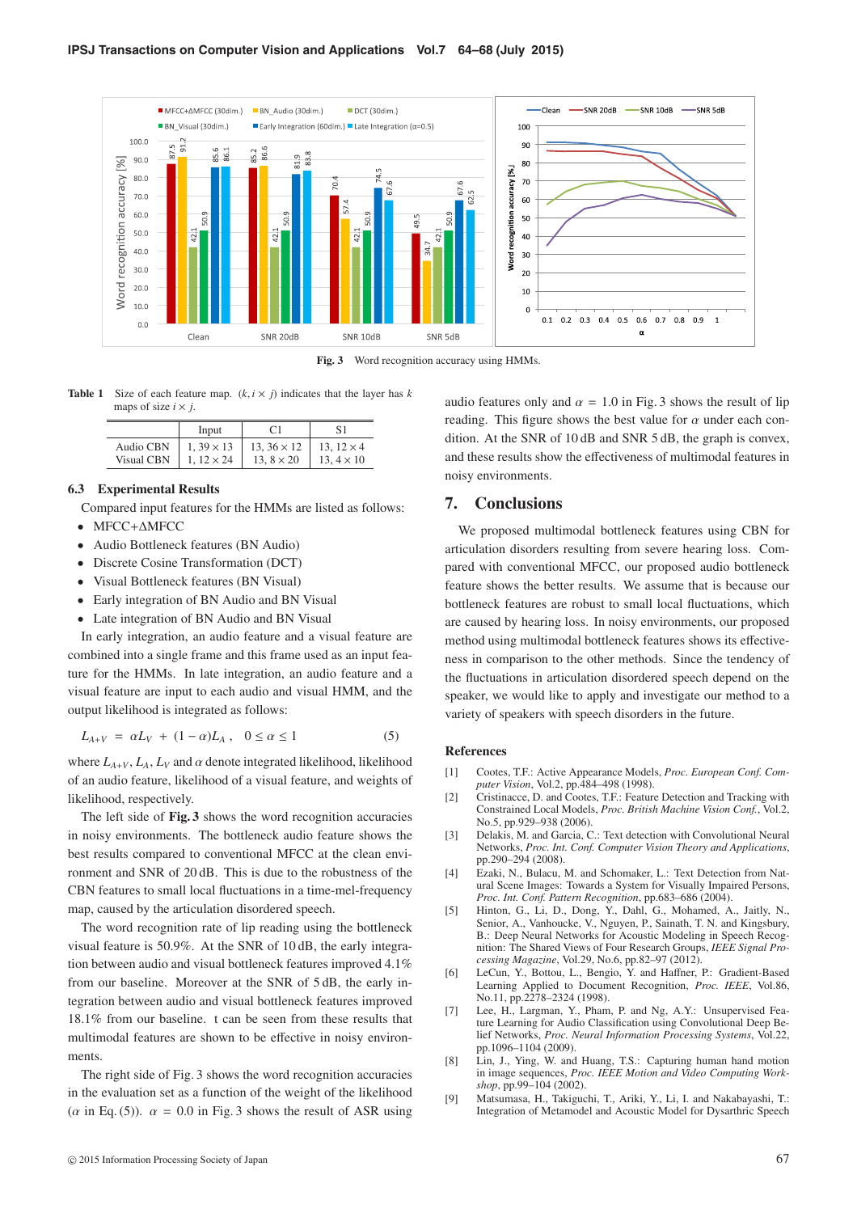Fig. 3 Word recognition accuracy using HMMs.

Table 1 Size of each feature map. $(k, i \times j)$ indicates that the layer has $k$ maps of size $i \times j$.

| | Input | C1 | S1 |
|---|---|---|---|
| Audio CBN | $1, 39 \times 13$ | $13, 36 \times 12$ | $13, 12 \times 4$ |
| Visual CBN | $1, 12 \times 24$ | $13, 8 \times 20$ | $13, 4 \times 10$ |

### 6.3 Experimental Results

Compared input features for the HMMs are listed as follows:

- MFCC+ΔMFCC
- Audio Bottleneck features (BN Audio)
- Discrete Cosine Transformation (DCT)
- Visual Bottleneck features (BN Visual)
- Early integration of BN Audio and BN Visual
- Late integration of BN Audio and BN Visual

In early integration, an audio feature and a visual feature are combined into a single frame and this frame used as an input feature for the HMMs. In late integration, an audio feature and a visual feature are input to each audio and visual HMM, and the output likelihood is integrated as follows:

$$L_{A+V} = \alpha L_V + (1 - \alpha) L_A, \quad 0 \leq \alpha \leq 1 \qquad (5)$$

where $L_{A+V}$, $L_A$, $L_V$ and $\alpha$ denote integrated likelihood, likelihood of an audio feature, likelihood of a visual feature, and weights of likelihood, respectively.

The left side of **Fig. 3** shows the word recognition accuracies in noisy environments. The bottleneck audio feature shows the best results compared to conventional MFCC at the clean environment and SNR of 20 dB. This is due to the robustness of the CBN features to small local fluctuations in a time-mel-frequency map, caused by the articulation disordered speech.

The word recognition rate of lip reading using the bottleneck visual feature is 50.9%. At the SNR of 10 dB, the early integration between audio and visual bottleneck features improved 4.1% from our baseline. Moreover at the SNR of 5 dB, the early integration between audio and visual bottleneck features improved 18.1% from our baseline. t can be seen from these results that multimodal features are shown to be effective in noisy environments.

The right side of Fig. 3 shows the word recognition accuracies in the evaluation set as a function of the weight of the likelihood ($\alpha$ in Eq. (5)). $\alpha = 0.0$ in Fig. 3 shows the result of ASR using audio features only and $\alpha = 1.0$ in Fig. 3 shows the result of lip reading. This figure shows the best value for $\alpha$ under each condition. At the SNR of 10 dB and SNR 5 dB, the graph is convex, and these results show the effectiveness of multimodal features in noisy environments.

## 7. Conclusions

We proposed multimodal bottleneck features using CBN for articulation disorders resulting from severe hearing loss. Compared with conventional MFCC, our proposed audio bottleneck feature shows the better results. We assume that is because our bottleneck features are robust to small local fluctuations, which are caused by hearing loss. In noisy environments, our proposed method using multimodal bottleneck features shows its effectiveness in comparison to the other methods. Since the tendency of the fluctuations in articulation disordered speech depend on the speaker, we would like to apply and investigate our method to a variety of speakers with speech disorders in the future.

### References

[1] Cootes, T.F.: Active Appearance Models, *Proc. European Conf. Computer Vision*, Vol.2, pp.484–498 (1998).

[2] Cristinacce, D. and Cootes, T.F.: Feature Detection and Tracking with Constrained Local Models, *Proc. British Machine Vision Conf.*, Vol.2, No.5, pp.929–938 (2006).

[3] Delakis, M. and Garcia, C.: Text detection with Convolutional Neural Networks, *Proc. Int. Conf. Computer Vision Theory and Applications*, pp.290–294 (2008).

[4] Ezaki, N., Bulacu, M. and Schomaker, L.: Text Detection from Natural Scene Images: Towards a System for Visually Impaired Persons, *Proc. Int. Conf. Pattern Recognition*, pp.683–686 (2004).

[5] Hinton, G., Li, D., Dong, Y., Dahl, G., Mohamed, A., Jaitly, N., Senior, A., Vanhoucke, V., Nguyen, P., Sainath, T. N. and Kingsbury, B.: Deep Neural Networks for Acoustic Modeling in Speech Recognition: The Shared Views of Four Research Groups, *IEEE Signal Processing Magazine*, Vol.29, No.6, pp.82–97 (2012).

[6] LeCun, Y., Bottou, L., Bengio, Y. and Haffner, P.: Gradient-Based Learning Applied to Document Recognition, *Proc. IEEE*, Vol.86, No.11, pp.2278–2324 (1998).

[7] Lee, H., Largman, Y., Pham, P. and Ng, A.Y.: Unsupervised Feature Learning for Audio Classification using Convolutional Deep Belief Networks, *Proc. Neural Information Processing Systems*, Vol.22, pp.1096–1104 (2009).

[8] Lin, J., Ying, W. and Huang, T.S.: Capturing human hand motion in image sequences, *Proc. IEEE Motion and Video Computing Workshop*, pp.99–104 (2002).

[9] Matsumasa, H., Takiguchi, T., Ariki, Y., Li, I. and Nakabayashi, T.: Integration of Metamodel and Acoustic Model for Dysarthric Speech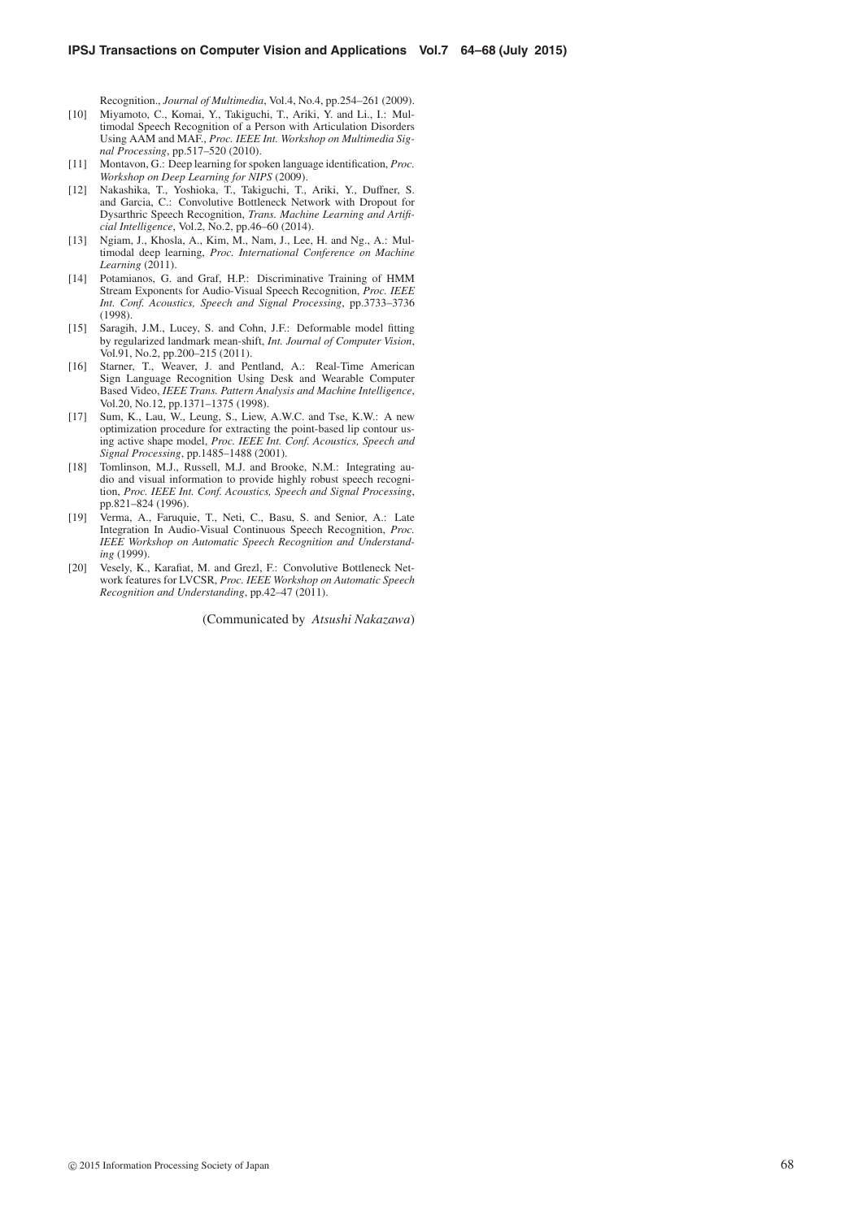Recognition., *Journal of Multimedia*, Vol.4, No.4, pp.254–261 (2009).

[10] Miyamoto, C., Komai, Y., Takiguchi, T., Ariki, Y. and Li., I.: Multimodal Speech Recognition of a Person with Articulation Disorders Using AAM and MAF., *Proc. IEEE Int. Workshop on Multimedia Signal Processing*, pp.517–520 (2010).

[11] Montavon, G.: Deep learning for spoken language identification, *Proc. Workshop on Deep Learning for NIPS* (2009).

[12] Nakashika, T., Yoshioka, T., Takiguchi, T., Ariki, Y., Duffner, S. and Garcia, C.: Convolutive Bottleneck Network with Dropout for Dysarthric Speech Recognition, *Trans. Machine Learning and Artificial Intelligence*, Vol.2, No.2, pp.46–60 (2014).

[13] Ngiam, J., Khosla, A., Kim, M., Nam, J., Lee, H. and Ng., A.: Multimodal deep learning, *Proc. International Conference on Machine Learning* (2011).

[14] Potamianos, G. and Graf, H.P.: Discriminative Training of HMM Stream Exponents for Audio-Visual Speech Recognition, *Proc. IEEE Int. Conf. Acoustics, Speech and Signal Processing*, pp.3733–3736 (1998).

[15] Saragih, J.M., Lucey, S. and Cohn, J.F.: Deformable model fitting by regularized landmark mean-shift, *Int. Journal of Computer Vision*, Vol.91, No.2, pp.200–215 (2011).

[16] Starner, T., Weaver, J. and Pentland, A.: Real-Time American Sign Language Recognition Using Desk and Wearable Computer Based Video, *IEEE Trans. Pattern Analysis and Machine Intelligence*, Vol.20, No.12, pp.1371–1375 (1998).

[17] Sum, K., Lau, W., Leung, S., Liew, A.W.C. and Tse, K.W.: A new optimization procedure for extracting the point-based lip contour using active shape model, *Proc. IEEE Int. Conf. Acoustics, Speech and Signal Processing*, pp.1485–1488 (2001).

[18] Tomlinson, M.J., Russell, M.J. and Brooke, N.M.: Integrating audio and visual information to provide highly robust speech recognition, *Proc. IEEE Int. Conf. Acoustics, Speech and Signal Processing*, pp.821–824 (1996).

[19] Verma, A., Faruquie, T., Neti, C., Basu, S. and Senior, A.: Late Integration In Audio-Visual Continuous Speech Recognition, *Proc. IEEE Workshop on Automatic Speech Recognition and Understanding* (1999).

[20] Vesely, K., Karafiat, M. and Grezl, F.: Convolutive Bottleneck Network features for LVCSR, *Proc. IEEE Workshop on Automatic Speech Recognition and Understanding*, pp.42–47 (2011).

(Communicated by *Atsushi Nakazawa*)